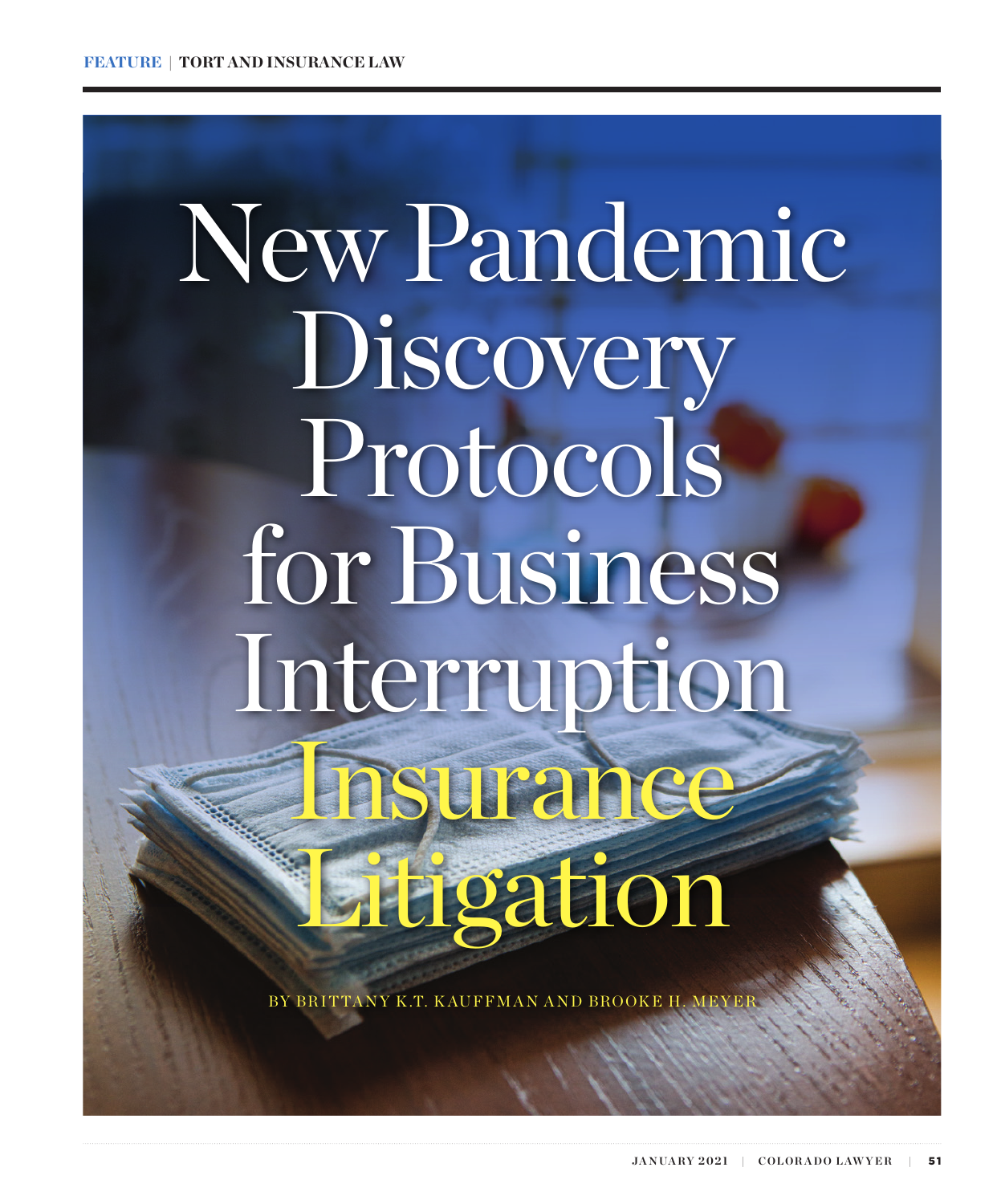FEATURE | TORT AND INSURANCE LAW

# New Pandemic Discovery Protocols for Business Interruption Insurance Litigation

BY BRITTANY K.T. KAUFFMAN AND BROOKE H. MEYER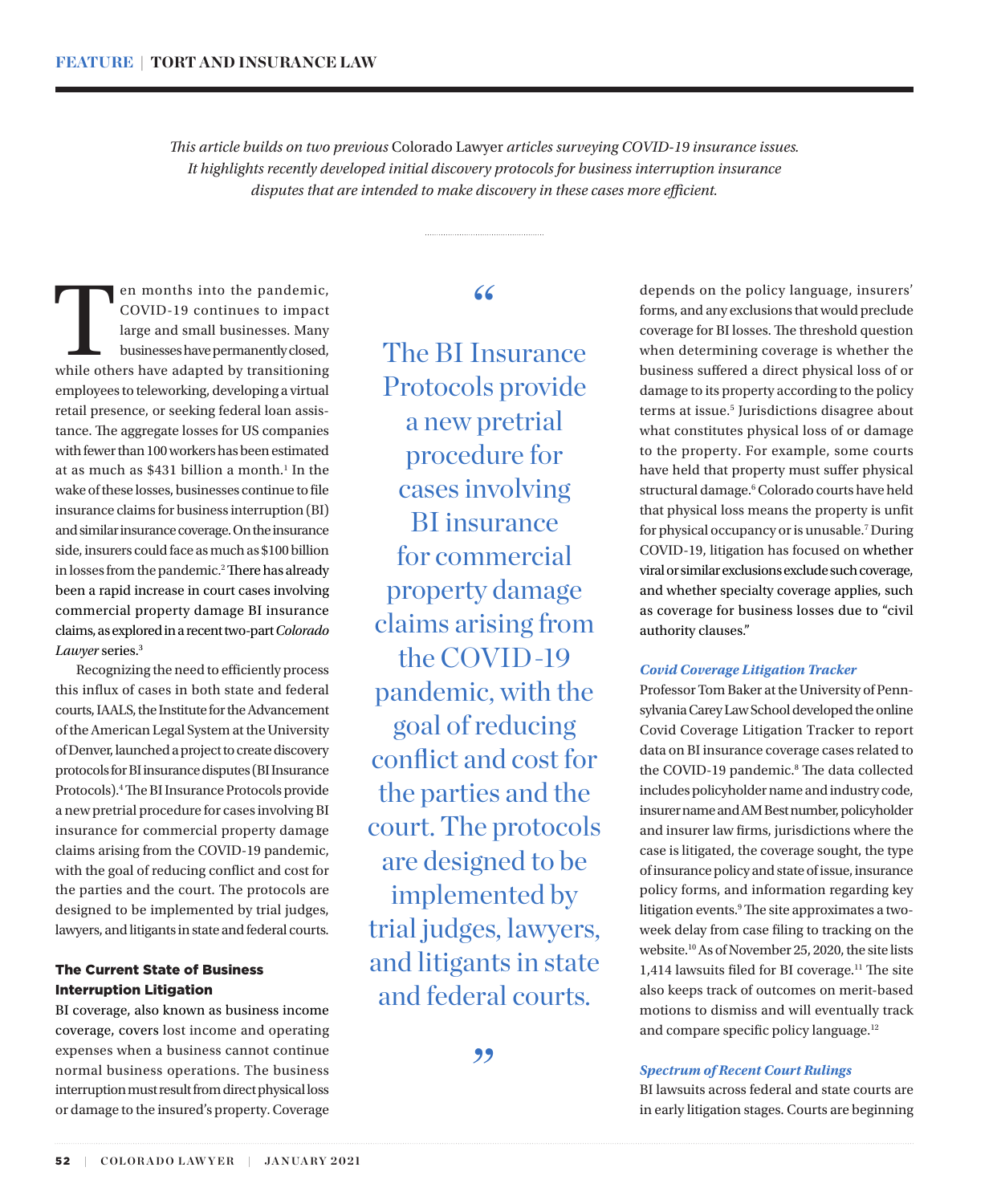*This article builds on two previous* Colorado Lawyer *articles surveying COVID-19 insurance issues. It highlights recently developed initial discovery protocols for business interruption insurance disputes that are intended to make discovery in these cases more efficient.*

Ten months into the pandemic, COVID-19 continues to impact large and small businesses. Many businesses have permanently closed, while others have adapted by transitioning employees to teleworking, developing a virtual retail presence, or seeking federal loan assistance. The aggregate losses for US companies with fewer than 100 workers has been estimated at as much as $431 billion a month.[1] In the wake of these losses, businesses continue to file insurance claims for business interruption (BI) and similar insurance coverage. On the insurance side, insurers could face as much as $100 billion in losses from the pandemic.[2] There has already been a rapid increase in court cases involving commercial property damage BI insurance claims, as explored in a recent two-part *Colorado Lawyer* series.[3]

Recognizing the need to efficiently process this influx of cases in both state and federal courts, IAALS, the Institute for the Advancement of the American Legal System at the University of Denver, launched a project to create discovery protocols for BI insurance disputes (BI Insurance Protocols).[4] The BI Insurance Protocols provide a new pretrial procedure for cases involving BI insurance for commercial property damage claims arising from the COVID-19 pandemic, with the goal of reducing conflict and cost for the parties and the court. The protocols are designed to be implemented by trial judges, lawyers, and litigants in state and federal courts.

> "The BI Insurance Protocols provide a new pretrial procedure for cases involving BI insurance for commercial property damage claims arising from the COVID-19 pandemic, with the goal of reducing conflict and cost for the parties and the court. The protocols are designed to be implemented by trial judges, lawyers, and litigants in state and federal courts."

### The Current State of Business Interruption Litigation

BI coverage, also known as business income coverage, covers lost income and operating expenses when a business cannot continue normal business operations. The business interruption must result from direct physical loss or damage to the insured's property. Coverage depends on the policy language, insurers' forms, and any exclusions that would preclude coverage for BI losses. The threshold question when determining coverage is whether the business suffered a direct physical loss of or damage to its property according to the policy terms at issue.[5] Jurisdictions disagree about what constitutes physical loss of or damage to the property. For example, some courts have held that property must suffer physical structural damage.[6] Colorado courts have held that physical loss means the property is unfit for physical occupancy or is unusable.[7] During COVID-19, litigation has focused on whether viral or similar exclusions exclude such coverage, and whether specialty coverage applies, such as coverage for business losses due to "civil authority clauses."

#### *Covid Coverage Litigation Tracker*

Professor Tom Baker at the University of Pennsylvania Carey Law School developed the online Covid Coverage Litigation Tracker to report data on BI insurance coverage cases related to the COVID-19 pandemic.[8] The data collected includes policyholder name and industry code, insurer name and AM Best number, policyholder and insurer law firms, jurisdictions where the case is litigated, the coverage sought, the type of insurance policy and state of issue, insurance policy forms, and information regarding key litigation events.[9] The site approximates a two-week delay from case filing to tracking on the website.[10] As of November 25, 2020, the site lists 1,414 lawsuits filed for BI coverage.[11] The site also keeps track of outcomes on merit-based motions to dismiss and will eventually track and compare specific policy language.[12]

#### *Spectrum of Recent Court Rulings*

BI lawsuits across federal and state courts are in early litigation stages. Courts are beginning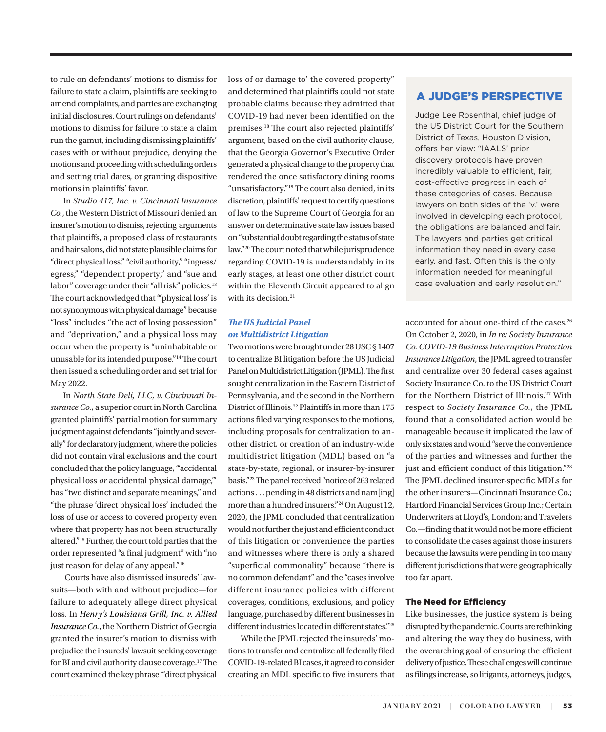to rule on defendants' motions to dismiss for failure to state a claim, plaintiffs are seeking to amend complaints, and parties are exchanging initial disclosures. Court rulings on defendants' motions to dismiss for failure to state a claim run the gamut, including dismissing plaintiffs' cases with or without prejudice, denying the motions and proceeding with scheduling orders and setting trial dates, or granting dispositive motions in plaintiffs' favor.

In *Studio 417, Inc. v. Cincinnati Insurance Co.*, the Western District of Missouri denied an insurer's motion to dismiss, rejecting arguments that plaintiffs, a proposed class of restaurants and hair salons, did not state plausible claims for "direct physical loss," "civil authority," "ingress/egress," "dependent property," and "sue and labor" coverage under their "all risk" policies.[13] The court acknowledged that "'physical loss' is not synonymous with physical damage" because "loss" includes "the act of losing possession" and "deprivation," and a physical loss may occur when the property is "uninhabitable or unusable for its intended purpose."[14] The court then issued a scheduling order and set trial for May 2022.

In *North State Deli, LLC, v. Cincinnati Insurance Co.*, a superior court in North Carolina granted plaintiffs' partial motion for summary judgment against defendants "jointly and severally" for declaratory judgment, where the policies did not contain viral exclusions and the court concluded that the policy language, "'accidental physical loss *or* accidental physical damage,'" has "two distinct and separate meanings," and "the phrase 'direct physical loss' included the loss of use or access to covered property even where that property has not been structurally altered."[15] Further, the court told parties that the order represented "a final judgment" with "no just reason for delay of any appeal."[16]

Courts have also dismissed insureds' lawsuits—both with and without prejudice—for failure to adequately allege direct physical loss. In *Henry's Louisiana Grill, Inc. v. Allied Insurance Co.*, the Northern District of Georgia granted the insurer's motion to dismiss with prejudice the insureds' lawsuit seeking coverage for BI and civil authority clause coverage.[17] The court examined the key phrase "'direct physical loss of or damage to' the covered property" and determined that plaintiffs could not state probable claims because they admitted that COVID-19 had never been identified on the premises.[18] The court also rejected plaintiffs' argument, based on the civil authority clause, that the Georgia Governor's Executive Order generated a physical change to the property that rendered the once satisfactory dining rooms "unsatisfactory."[19] The court also denied, in its discretion, plaintiffs' request to certify questions of law to the Supreme Court of Georgia for an answer on determinative state law issues based on "substantial doubt regarding the status of state law."[20] The court noted that while jurisprudence regarding COVID-19 is understandably in its early stages, at least one other district court within the Eleventh Circuit appeared to align with its decision.[21]

### *The US Judicial Panel on Multidistrict Litigation*

Two motions were brought under 28 USC § 1407 to centralize BI litigation before the US Judicial Panel on Multidistrict Litigation (JPML). The first sought centralization in the Eastern District of Pennsylvania, and the second in the Northern District of Illinois.[22] Plaintiffs in more than 175 actions filed varying responses to the motions, including proposals for centralization to another district, or creation of an industry-wide multidistrict litigation (MDL) based on "a state-by-state, regional, or insurer-by-insurer basis."[23] The panel received "notice of 263 related actions . . . pending in 48 districts and nam[ing] more than a hundred insurers."[24] On August 12, 2020, the JPML concluded that centralization would not further the just and efficient conduct of this litigation or convenience the parties and witnesses where there is only a shared "superficial commonality" because "there is no common defendant" and the "cases involve different insurance policies with different coverages, conditions, exclusions, and policy language, purchased by different businesses in different industries located in different states."[25]

While the JPML rejected the insureds' motions to transfer and centralize all federally filed COVID-19-related BI cases, it agreed to consider creating an MDL specific to five insurers that accounted for about one-third of the cases.[26] On October 2, 2020, in *In re: Society Insurance Co. COVID-19 Business Interruption Protection Insurance Litigation*, the JPML agreed to transfer and centralize over 30 federal cases against Society Insurance Co. to the US District Court for the Northern District of Illinois.[27] With respect to *Society Insurance Co.*, the JPML found that a consolidated action would be manageable because it implicated the law of only six states and would "serve the convenience of the parties and witnesses and further the just and efficient conduct of this litigation."[28] The JPML declined insurer-specific MDLs for the other insurers—Cincinnati Insurance Co.; Hartford Financial Services Group Inc.; Certain Underwriters at Lloyd's, London; and Travelers Co.—finding that it would not be more efficient to consolidate the cases against those insurers because the lawsuits were pending in too many different jurisdictions that were geographically too far apart.

### The Need for Efficiency

Like businesses, the justice system is being disrupted by the pandemic. Courts are rethinking and altering the way they do business, with the overarching goal of ensuring the efficient delivery of justice. These challenges will continue as filings increase, so litigants, attorneys, judges,

> ## A JUDGE'S PERSPECTIVE
>
> Judge Lee Rosenthal, chief judge of the US District Court for the Southern District of Texas, Houston Division, offers her view: "IAALS' prior discovery protocols have proven incredibly valuable to efficient, fair, cost-effective progress in each of these categories of cases. Because lawyers on both sides of the 'v.' were involved in developing each protocol, the obligations are balanced and fair. The lawyers and parties get critical information they need in every case early, and fast. Often this is the only information needed for meaningful case evaluation and early resolution."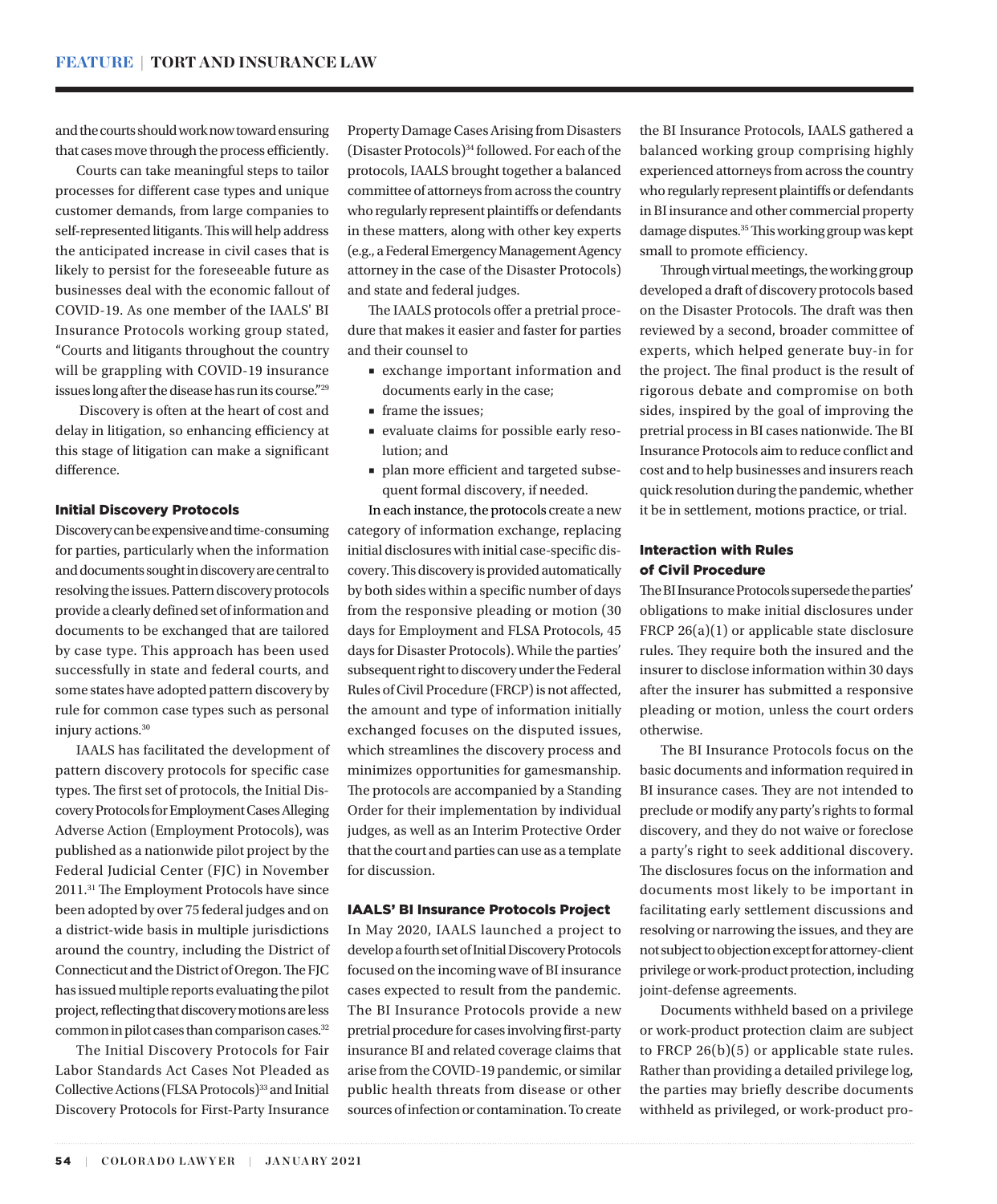and the courts should work now toward ensuring that cases move through the process efficiently.

Courts can take meaningful steps to tailor processes for different case types and unique customer demands, from large companies to self-represented litigants. This will help address the anticipated increase in civil cases that is likely to persist for the foreseeable future as businesses deal with the economic fallout of COVID-19. As one member of the IAALS' BI Insurance Protocols working group stated, "Courts and litigants throughout the country will be grappling with COVID-19 insurance issues long after the disease has run its course."[29]

Discovery is often at the heart of cost and delay in litigation, so enhancing efficiency at this stage of litigation can make a significant difference.

### Initial Discovery Protocols

Discovery can be expensive and time-consuming for parties, particularly when the information and documents sought in discovery are central to resolving the issues. Pattern discovery protocols provide a clearly defined set of information and documents to be exchanged that are tailored by case type. This approach has been used successfully in state and federal courts, and some states have adopted pattern discovery by rule for common case types such as personal injury actions.[30]

IAALS has facilitated the development of pattern discovery protocols for specific case types. The first set of protocols, the Initial Discovery Protocols for Employment Cases Alleging Adverse Action (Employment Protocols), was published as a nationwide pilot project by the Federal Judicial Center (FJC) in November 2011.[31] The Employment Protocols have since been adopted by over 75 federal judges and on a district-wide basis in multiple jurisdictions around the country, including the District of Connecticut and the District of Oregon. The FJC has issued multiple reports evaluating the pilot project, reflecting that discovery motions are less common in pilot cases than comparison cases.[32]

The Initial Discovery Protocols for Fair Labor Standards Act Cases Not Pleaded as Collective Actions (FLSA Protocols)[33] and Initial Discovery Protocols for First-Party Insurance Property Damage Cases Arising from Disasters (Disaster Protocols)[34] followed. For each of the protocols, IAALS brought together a balanced committee of attorneys from across the country who regularly represent plaintiffs or defendants in these matters, along with other key experts (e.g., a Federal Emergency Management Agency attorney in the case of the Disaster Protocols) and state and federal judges.

The IAALS protocols offer a pretrial procedure that makes it easier and faster for parties and their counsel to

- exchange important information and documents early in the case;
- frame the issues;
- evaluate claims for possible early resolution; and
- plan more efficient and targeted subsequent formal discovery, if needed.

In each instance, the protocols create a new category of information exchange, replacing initial disclosures with initial case-specific discovery. This discovery is provided automatically by both sides within a specific number of days from the responsive pleading or motion (30 days for Employment and FLSA Protocols, 45 days for Disaster Protocols). While the parties' subsequent right to discovery under the Federal Rules of Civil Procedure (FRCP) is not affected, the amount and type of information initially exchanged focuses on the disputed issues, which streamlines the discovery process and minimizes opportunities for gamesmanship. The protocols are accompanied by a Standing Order for their implementation by individual judges, as well as an Interim Protective Order that the court and parties can use as a template for discussion.

### IAALS' BI Insurance Protocols Project

In May 2020, IAALS launched a project to develop a fourth set of Initial Discovery Protocols focused on the incoming wave of BI insurance cases expected to result from the pandemic. The BI Insurance Protocols provide a new pretrial procedure for cases involving first-party insurance BI and related coverage claims that arise from the COVID-19 pandemic, or similar public health threats from disease or other sources of infection or contamination. To create the BI Insurance Protocols, IAALS gathered a balanced working group comprising highly experienced attorneys from across the country who regularly represent plaintiffs or defendants in BI insurance and other commercial property damage disputes.[35] This working group was kept small to promote efficiency.

Through virtual meetings, the working group developed a draft of discovery protocols based on the Disaster Protocols. The draft was then reviewed by a second, broader committee of experts, which helped generate buy-in for the project. The final product is the result of rigorous debate and compromise on both sides, inspired by the goal of improving the pretrial process in BI cases nationwide. The BI Insurance Protocols aim to reduce conflict and cost and to help businesses and insurers reach quick resolution during the pandemic, whether it be in settlement, motions practice, or trial.

### Interaction with Rules of Civil Procedure

The BI Insurance Protocols supersede the parties' obligations to make initial disclosures under FRCP 26(a)(1) or applicable state disclosure rules. They require both the insured and the insurer to disclose information within 30 days after the insurer has submitted a responsive pleading or motion, unless the court orders otherwise.

The BI Insurance Protocols focus on the basic documents and information required in BI insurance cases. They are not intended to preclude or modify any party's rights to formal discovery, and they do not waive or foreclose a party's right to seek additional discovery. The disclosures focus on the information and documents most likely to be important in facilitating early settlement discussions and resolving or narrowing the issues, and they are not subject to objection except for attorney-client privilege or work-product protection, including joint-defense agreements.

Documents withheld based on a privilege or work-product protection claim are subject to FRCP 26(b)(5) or applicable state rules. Rather than providing a detailed privilege log, the parties may briefly describe documents withheld as privileged, or work-product pro-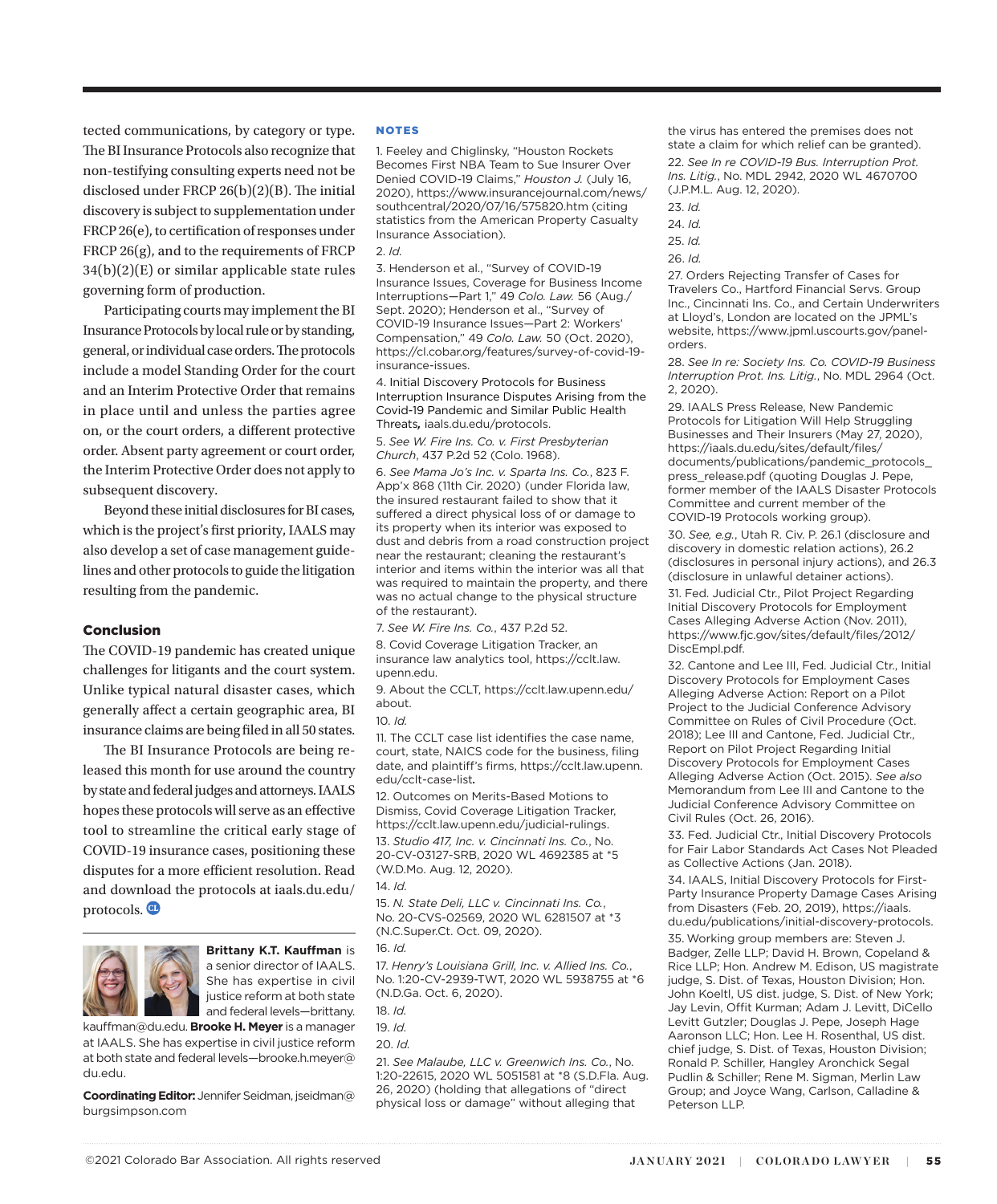tected communications, by category or type. The BI Insurance Protocols also recognize that non-testifying consulting experts need not be disclosed under FRCP 26(b)(2)(B). The initial discovery is subject to supplementation under FRCP 26(e), to certification of responses under FRCP 26(g), and to the requirements of FRCP 34(b)(2)(E) or similar applicable state rules governing form of production.

Participating courts may implement the BI Insurance Protocols by local rule or by standing, general, or individual case orders. The protocols include a model Standing Order for the court and an Interim Protective Order that remains in place until and unless the parties agree on, or the court orders, a different protective order. Absent party agreement or court order, the Interim Protective Order does not apply to subsequent discovery.

Beyond these initial disclosures for BI cases, which is the project's first priority, IAALS may also develop a set of case management guidelines and other protocols to guide the litigation resulting from the pandemic.

### Conclusion

The COVID-19 pandemic has created unique challenges for litigants and the court system. Unlike typical natural disaster cases, which generally affect a certain geographic area, BI insurance claims are being filed in all 50 states.

The BI Insurance Protocols are being released this month for use around the country by state and federal judges and attorneys. IAALS hopes these protocols will serve as an effective tool to streamline the critical early stage of COVID-19 insurance cases, positioning these disputes for a more efficient resolution. Read and download the protocols at iaals.du.edu/protocols.

**Brittany K.T. Kauffman** is a senior director of IAALS. She has expertise in civil justice reform at both state and federal levels—brittany.kauffman@du.edu. **Brooke H. Meyer** is a manager at IAALS. She has expertise in civil justice reform at both state and federal levels—brooke.h.meyer@du.edu.

**Coordinating Editor:** Jennifer Seidman, jseidman@burgsimpson.com

### NOTES

1. Feeley and Chiglinsky, "Houston Rockets Becomes First NBA Team to Sue Insurer Over Denied COVID-19 Claims," *Houston J.* (July 16, 2020), https://www.insurancejournal.com/news/southcentral/2020/07/16/575820.htm (citing statistics from the American Property Casualty Insurance Association).

2. *Id.*

3. Henderson et al., "Survey of COVID-19 Insurance Issues, Coverage for Business Income Interruptions—Part 1," 49 *Colo. Law.* 56 (Aug./Sept. 2020); Henderson et al., "Survey of COVID-19 Insurance Issues—Part 2: Workers' Compensation," 49 *Colo. Law.* 50 (Oct. 2020), https://cl.cobar.org/features/survey-of-covid-19-insurance-issues.

4. Initial Discovery Protocols for Business Interruption Insurance Disputes Arising from the Covid-19 Pandemic and Similar Public Health Threats*,* iaals.du.edu/protocols.

5. *See W. Fire Ins. Co. v. First Presbyterian Church*, 437 P.2d 52 (Colo. 1968).

6. *See Mama Jo's Inc. v. Sparta Ins. Co.*, 823 F. App'x 868 (11th Cir. 2020) (under Florida law, the insured restaurant failed to show that it suffered a direct physical loss of or damage to its property when its interior was exposed to dust and debris from a road construction project near the restaurant; cleaning the restaurant's interior and items within the interior was all that was required to maintain the property, and there was no actual change to the physical structure of the restaurant).

7. *See W. Fire Ins. Co.*, 437 P.2d 52.

8. Covid Coverage Litigation Tracker, an insurance law analytics tool, https://cclt.law.upenn.edu.

9. About the CCLT, https://cclt.law.upenn.edu/about.

10. *Id.*

11. The CCLT case list identifies the case name, court, state, NAICS code for the business, filing date, and plaintiff's firms, https://cclt.law.upenn.edu/cclt-case-list*.*

12. Outcomes on Merits-Based Motions to Dismiss, Covid Coverage Litigation Tracker, https://cclt.law.upenn.edu/judicial-rulings.

13. *Studio 417, Inc. v. Cincinnati Ins. Co.*, No. 20-CV-03127-SRB, 2020 WL 4692385 at *5 (W.D.Mo. Aug. 12, 2020).

14. *Id.*

15. *N. State Deli, LLC v. Cincinnati Ins. Co.*, No. 20-CVS-02569, 2020 WL 6281507 at *3 (N.C.Super.Ct. Oct. 09, 2020).

16. *Id.*

17. *Henry's Louisiana Grill, Inc. v. Allied Ins. Co.*, No. 1:20-CV-2939-TWT, 2020 WL 5938755 at *6 (N.D.Ga. Oct. 6, 2020).

18. *Id.*

19. *Id.*

20. *Id.*

21. *See Malaube, LLC v. Greenwich Ins. Co.*, No. 1:20-22615, 2020 WL 5051581 at *8 (S.D.Fla. Aug. 26, 2020) (holding that allegations of "direct physical loss or damage" without alleging that the virus has entered the premises does not state a claim for which relief can be granted).

22. *See In re COVID-19 Bus. Interruption Prot. Ins. Litig.*, No. MDL 2942, 2020 WL 4670700 (J.P.M.L. Aug. 12, 2020).

23. *Id.*

24. *Id.*

25. *Id.*

26. *Id.*

27. Orders Rejecting Transfer of Cases for Travelers Co., Hartford Financial Servs. Group Inc., Cincinnati Ins. Co., and Certain Underwriters at Lloyd's, London are located on the JPML's website, https://www.jpml.uscourts.gov/panel-orders.

28. *See In re: Society Ins. Co. COVID-19 Business Interruption Prot. Ins. Litig.*, No. MDL 2964 (Oct. 2, 2020).

29. IAALS Press Release, New Pandemic Protocols for Litigation Will Help Struggling Businesses and Their Insurers (May 27, 2020), https://iaals.du.edu/sites/default/files/documents/publications/pandemic_protocols_press_release.pdf (quoting Douglas J. Pepe, former member of the IAALS Disaster Protocols Committee and current member of the COVID-19 Protocols working group).

30. *See, e.g.*, Utah R. Civ. P. 26.1 (disclosure and discovery in domestic relation actions), 26.2 (disclosures in personal injury actions), and 26.3 (disclosure in unlawful detainer actions).

31. Fed. Judicial Ctr., Pilot Project Regarding Initial Discovery Protocols for Employment Cases Alleging Adverse Action (Nov. 2011), https://www.fjc.gov/sites/default/files/2012/DiscEmpl.pdf.

32. Cantone and Lee III, Fed. Judicial Ctr., Initial Discovery Protocols for Employment Cases Alleging Adverse Action: Report on a Pilot Project to the Judicial Conference Advisory Committee on Rules of Civil Procedure (Oct. 2018); Lee III and Cantone, Fed. Judicial Ctr., Report on Pilot Project Regarding Initial Discovery Protocols for Employment Cases Alleging Adverse Action (Oct. 2015). *See also* Memorandum from Lee III and Cantone to the Judicial Conference Advisory Committee on Civil Rules (Oct. 26, 2016).

33. Fed. Judicial Ctr., Initial Discovery Protocols for Fair Labor Standards Act Cases Not Pleaded as Collective Actions (Jan. 2018).

34. IAALS, Initial Discovery Protocols for First-Party Insurance Property Damage Cases Arising from Disasters (Feb. 20, 2019), https://iaals.du.edu/publications/initial-discovery-protocols.

35. Working group members are: Steven J. Badger, Zelle LLP; David H. Brown, Copeland & Rice LLP; Hon. Andrew M. Edison, US magistrate judge, S. Dist. of Texas, Houston Division; Hon. John Koeltl, US dist. judge, S. Dist. of New York; Jay Levin, Offit Kurman; Adam J. Levitt, DiCello Levitt Gutzler; Douglas J. Pepe, Joseph Hage Aaronson LLC; Hon. Lee H. Rosenthal, US dist. chief judge, S. Dist. of Texas, Houston Division; Ronald P. Schiller, Hangley Aronchick Segal Pudlin & Schiller; Rene M. Sigman, Merlin Law Group; and Joyce Wang, Carlson, Calladine & Peterson LLP.